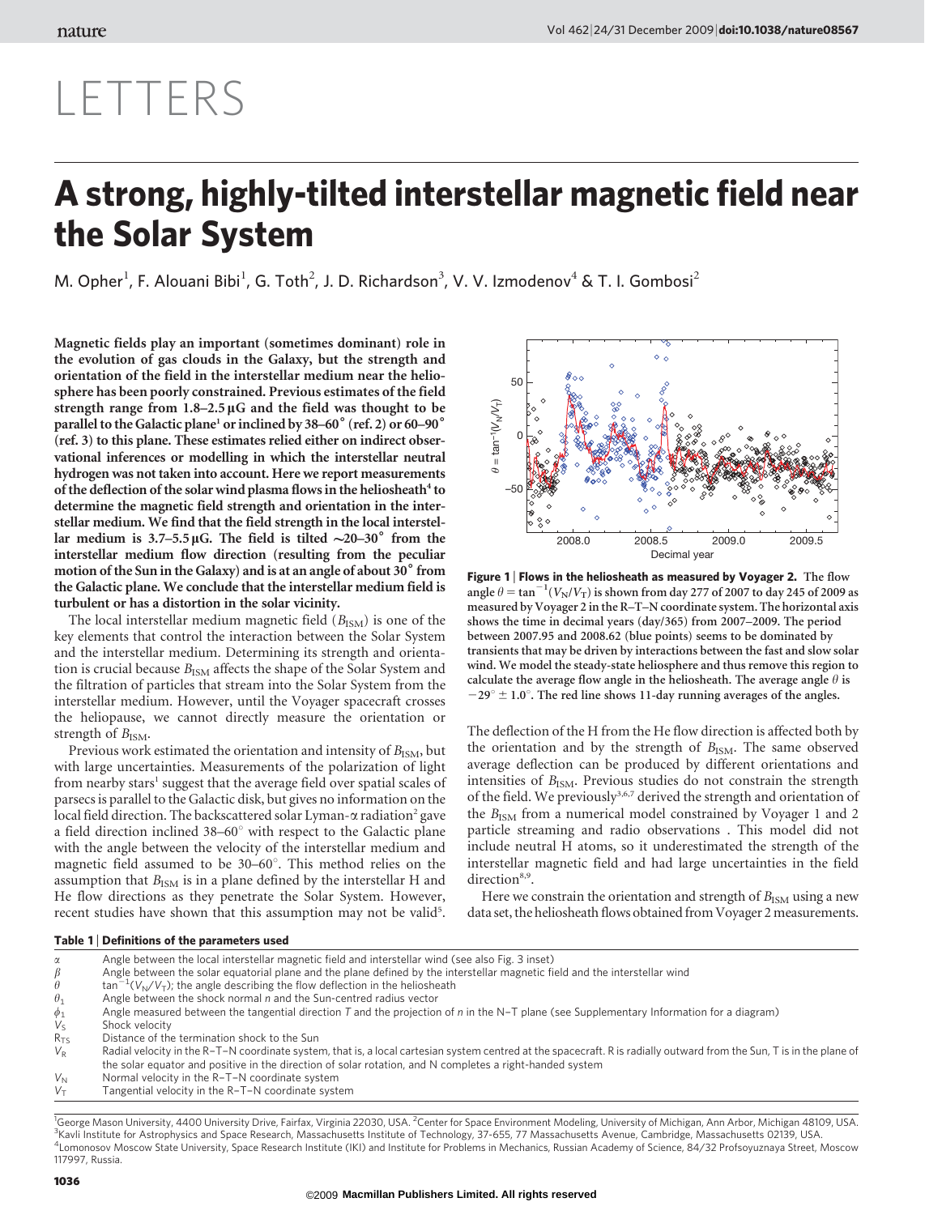# LETTERS

# A strong, highly-tilted interstellar magnetic field near the Solar System

M. Opher[1], F. Alouani Bibi[1], G. Toth[2], J. D. Richardson[3], V. V. Izmodenov[4] & T. I. Gombosi[2]

**Magnetic fields play an important (sometimes dominant) role in the evolution of gas clouds in the Galaxy, but the strength and orientation of the field in the interstellar medium near the heliosphere has been poorly constrained. Previous estimates of the field strength range from 1.8–2.5 μG and the field was thought to be parallel to the Galactic plane[1] or inclined by 38–60° (ref. 2) or 60–90° (ref. 3) to this plane. These estimates relied either on indirect observational inferences or modelling in which the interstellar neutral hydrogen was not taken into account. Here we report measurements of the deflection of the solar wind plasma flows in the heliosheath[4] to determine the magnetic field strength and orientation in the interstellar medium. We find that the field strength in the local interstellar medium is 3.7–5.5 μG. The field is tilted ~20–30° from the interstellar medium flow direction (resulting from the peculiar motion of the Sun in the Galaxy) and is at an angle of about 30° from the Galactic plane. We conclude that the interstellar medium field is turbulent or has a distortion in the solar vicinity.**

The local interstellar medium magnetic field ($B_{ISM}$) is one of the key elements that control the interaction between the Solar System and the interstellar medium. Determining its strength and orientation is crucial because $B_{ISM}$ affects the shape of the Solar System and the filtration of particles that stream into the Solar System from the interstellar medium. However, until the Voyager spacecraft crosses the heliopause, we cannot directly measure the orientation or strength of $B_{ISM}$.

Previous work estimated the orientation and intensity of $B_{ISM}$, but with large uncertainties. Measurements of the polarization of light from nearby stars[1] suggest that the average field over spatial scales of parsecs is parallel to the Galactic disk, but gives no information on the local field direction. The backscattered solar Lyman-α radiation[2] gave a field direction inclined 38–60° with respect to the Galactic plane with the angle between the velocity of the interstellar medium and magnetic field assumed to be 30–60°. This method relies on the assumption that $B_{ISM}$ is in a plane defined by the interstellar H and He flow directions as they penetrate the Solar System. However, recent studies have shown that this assumption may not be valid[5].

**Figure 1 | Flows in the heliosheath as measured by Voyager 2.** The flow angle $\theta = \tan^{-1}(V_N/V_T)$ is shown from day 277 of 2007 to day 245 of 2009 as measured by Voyager 2 in the R–T–N coordinate system. The horizontal axis shows the time in decimal years (day/365) from 2007–2009. The period between 2007.95 and 2008.62 (blue points) seems to be dominated by transients that may be driven by interactions between the fast and slow solar wind. We model the steady-state heliosphere and thus remove this region to calculate the average flow angle in the heliosheath. The average angle $\theta$ is $-29^\circ \pm 1.0^\circ$. The red line shows 11-day running averages of the angles.

The deflection of the H from the He flow direction is affected both by the orientation and by the strength of $B_{ISM}$. The same observed average deflection can be produced by different orientations and intensities of $B_{ISM}$. Previous studies do not constrain the strength of the field. We previously[3,6,7] derived the strength and orientation of the $B_{ISM}$ from a numerical model constrained by Voyager 1 and 2 particle streaming and radio observations . This model did not include neutral H atoms, so it underestimated the strength of the interstellar magnetic field and had large uncertainties in the field direction[8,9].

Here we constrain the orientation and strength of $B_{ISM}$ using a new data set, the heliosheath flows obtained from Voyager 2 measurements.

**Table 1 | Definitions of the parameters used**

| Parameter | Definition |
|---|---|
| $\alpha$ | Angle between the local interstellar magnetic field and interstellar wind (see also Fig. 3 inset) |
| $\beta$ | Angle between the solar equatorial plane and the plane defined by the interstellar magnetic field and the interstellar wind |
| $\theta$ | $\tan^{-1}(V_N/V_T)$; the angle describing the flow deflection in the heliosheath |
| $\theta_1$ | Angle between the shock normal $n$ and the Sun-centred radius vector |
| $\phi_1$ | Angle measured between the tangential direction $T$ and the projection of $n$ in the N–T plane (see Supplementary Information for a diagram) |
| $V_S$ | Shock velocity |
| $R_{TS}$ | Distance of the termination shock to the Sun |
| $V_R$ | Radial velocity in the R–T–N coordinate system, that is, a local cartesian system centred at the spacecraft. R is radially outward from the Sun, T is in the plane of the solar equator and positive in the direction of solar rotation, and N completes a right-handed system |
| $V_N$ | Normal velocity in the R–T–N coordinate system |
| $V_T$ | Tangential velocity in the R–T–N coordinate system |

[1]George Mason University, 4400 University Drive, Fairfax, Virginia 22030, USA. [2]Center for Space Environment Modeling, University of Michigan, Ann Arbor, Michigan 48109, USA. [3]Kavli Institute for Astrophysics and Space Research, Massachusetts Institute of Technology, 37-655, 77 Massachusetts Avenue, Cambridge, Massachusetts 02139, USA. [4]Lomonosov Moscow State University, Space Research Institute (IKI) and Institute for Problems in Mechanics, Russian Academy of Science, 84/32 Profsoyuznaya Street, Moscow 117997, Russia.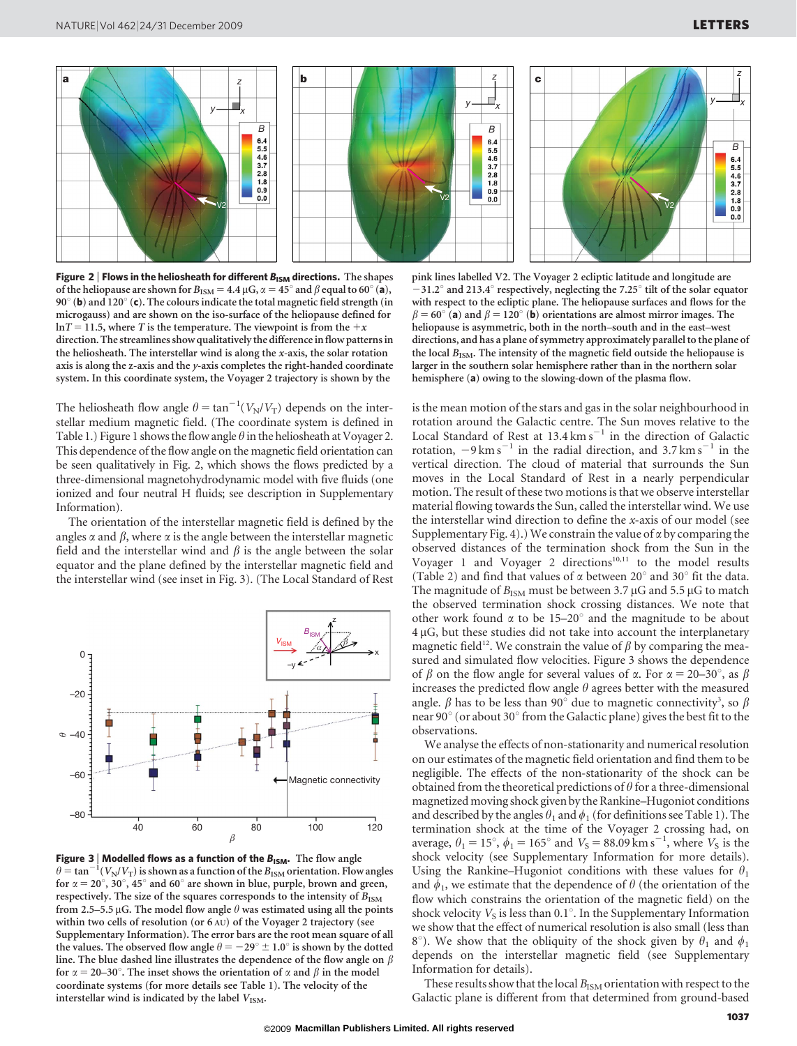**Figure 2 | Flows in the heliosheath for different $B_{ISM}$ directions.** The shapes of the heliopause are shown for $B_{ISM} = 4.4\,\mu G$, $\alpha = 45°$ and $\beta$ equal to 60° (**a**), 90° (**b**) and 120° (**c**). The colours indicate the total magnetic field strength (in microgauss) and are shown on the iso-surface of the heliopause defined for $\ln T = 11.5$, where $T$ is the temperature. The viewpoint is from the $+x$ direction. The streamlines show qualitatively the difference in flow patterns in the heliosheath. The interstellar wind is along the $x$-axis, the solar rotation axis is along the $z$-axis and the $y$-axis completes the right-handed coordinate system. In this coordinate system, the Voyager 2 trajectory is shown by the pink lines labelled V2. The Voyager 2 ecliptic latitude and longitude are −31.2° and 213.4° respectively, neglecting the 7.25° tilt of the solar equator with respect to the ecliptic plane. The heliopause surfaces and flows for the $\beta = 60°$ (**a**) and $\beta = 120°$ (**b**) orientations are almost mirror images. The heliopause is asymmetric, both in the north–south and in the east–west directions, and has a plane of symmetry approximately parallel to the plane of the local $B_{ISM}$. The intensity of the magnetic field outside the heliopause is larger in the southern solar hemisphere rather than in the northern solar hemisphere (**a**) owing to the slowing-down of the plasma flow.

The heliosheath flow angle $\theta = \tan^{-1}(V_N/V_T)$ depends on the interstellar medium magnetic field. (The coordinate system is defined in Table 1.) Figure 1 shows the flow angle $\theta$ in the heliosheath at Voyager 2. This dependence of the flow angle on the magnetic field orientation can be seen qualitatively in Fig. 2, which shows the flows predicted by a three-dimensional magnetohydrodynamic model with five fluids (one ionized and four neutral H fluids; see description in Supplementary Information).

The orientation of the interstellar magnetic field is defined by the angles $\alpha$ and $\beta$, where $\alpha$ is the angle between the interstellar magnetic field and the interstellar wind and $\beta$ is the angle between the solar equator and the plane defined by the interstellar magnetic field and the interstellar wind (see inset in Fig. 3). (The Local Standard of Rest is the mean motion of the stars and gas in the solar neighbourhood in rotation around the Galactic centre. The Sun moves relative to the Local Standard of Rest at 13.4 km s$^{-1}$ in the direction of Galactic rotation, −9 km s$^{-1}$ in the radial direction, and 3.7 km s$^{-1}$ in the vertical direction. The cloud of material that surrounds the Sun moves in the Local Standard of Rest in a nearly perpendicular motion. The result of these two motions is that we observe interstellar material flowing towards the Sun, called the interstellar wind. We use the interstellar wind direction to define the $x$-axis of our model (see Supplementary Fig. 4).) We constrain the value of $\alpha$ by comparing the observed distances of the termination shock from the Sun in the Voyager 1 and Voyager 2 directions[10,11] to the model results (Table 2) and find that values of $\alpha$ between 20° and 30° fit the data. The magnitude of $B_{ISM}$ must be between 3.7 μG and 5.5 μG to match the observed termination shock crossing distances. We note that other work found $\alpha$ to be 15–20° and the magnitude to be about 4 μG, but these studies did not take into account the interplanetary magnetic field[12]. We constrain the value of $\beta$ by comparing the measured and simulated flow velocities. Figure 3 shows the dependence of $\beta$ on the flow angle for several values of $\alpha$. For $\alpha$ = 20–30°, as $\beta$ increases the predicted flow angle $\theta$ agrees better with the measured angle. $\beta$ has to be less than 90° due to magnetic connectivity[3], so $\beta$ near 90° (or about 30° from the Galactic plane) gives the best fit to the observations.

**Figure 3 | Modelled flows as a function of the $B_{ISM}$.** The flow angle $\theta = \tan^{-1}(V_N/V_T)$ is shown as a function of the $B_{ISM}$ orientation. Flow angles for $\alpha$ = 20°, 30°, 45° and 60° are shown in blue, purple, brown and green, respectively. The size of the squares corresponds to the intensity of $B_{ISM}$ from 2.5–5.5 μG. The model flow angle $\theta$ was estimated using all the points within two cells of resolution (or 6 AU) of the Voyager 2 trajectory (see Supplementary Information). The error bars are the root mean square of all the values. The observed flow angle $\theta = -29° \pm 1.0°$ is shown by the dotted line. The blue dashed line illustrates the dependence of the flow angle on $\beta$ for $\alpha$ = 20–30°. The inset shows the orientation of $\alpha$ and $\beta$ in the model coordinate systems (for more details see Table 1). The velocity of the interstellar wind is indicated by the label $V_{ISM}$.

We analyse the effects of non-stationarity and numerical resolution on our estimates of the magnetic field orientation and find them to be negligible. The effects of the non-stationarity of the shock can be obtained from the theoretical predictions of $\theta$ for a three-dimensional magnetized moving shock given by the Rankine–Hugoniot conditions and described by the angles $\theta_1$ and $\phi_1$ (for definitions see Table 1). The termination shock at the time of the Voyager 2 crossing had, on average, $\theta_1 = 15°$, $\phi_1 = 165°$ and $V_S = 88.09$ km s$^{-1}$, where $V_S$ is the shock velocity (see Supplementary Information for more details). Using the Rankine–Hugoniot conditions with these values for $\theta_1$ and $\phi_1$, we estimate that the dependence of $\theta$ (the orientation of the flow which constrains the orientation of the magnetic field) on the shock velocity $V_S$ is less than 0.1°. In the Supplementary Information we show that the effect of numerical resolution is also small (less than 8°). We show that the obliquity of the shock given by $\theta_1$ and $\phi_1$ depends on the interstellar magnetic field (see Supplementary Information for details).

These results show that the local $B_{ISM}$ orientation with respect to the Galactic plane is different from that determined from ground-based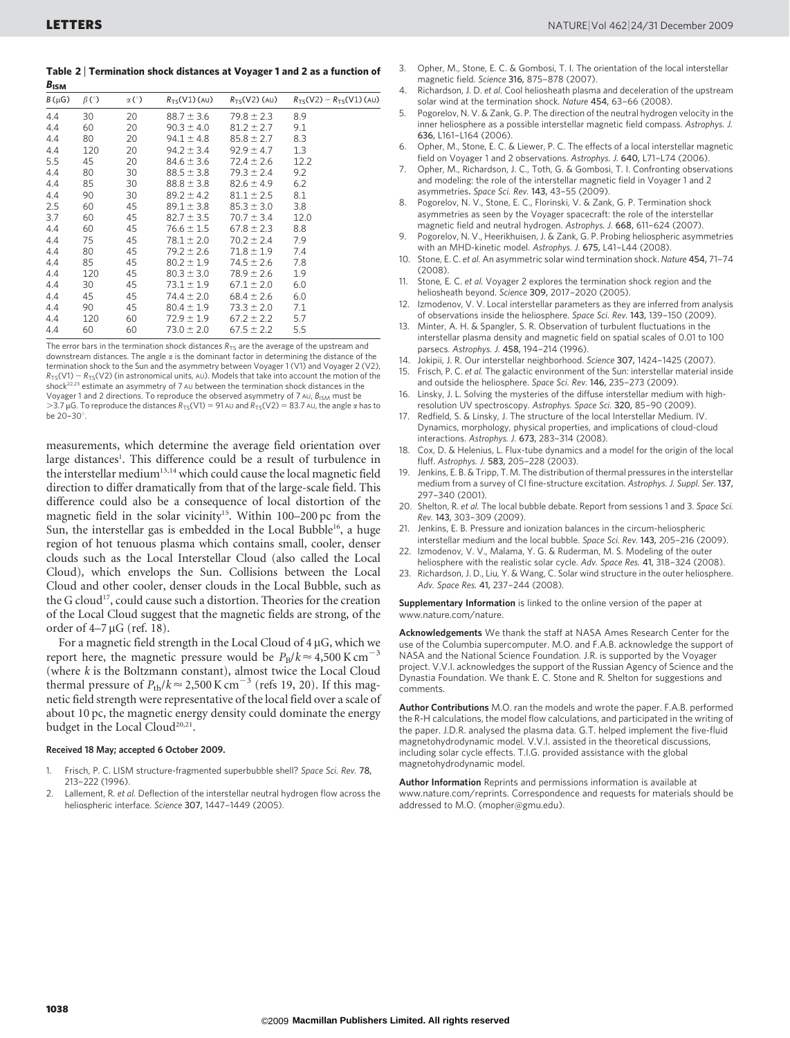**Table 2 | Termination shock distances at Voyager 1 and 2 as a function of $B_{ISM}$**

| $B$ (μG) | $\beta$ (°) | $\alpha$ (°) | $R_{TS}$(V1) (AU) | $R_{TS}$(V2) (AU) | $R_{TS}$(V2) − $R_{TS}$(V1) (AU) |
|---|---|---|---|---|---|
| 4.4 | 30 | 20 | 88.7 ± 3.6 | 79.8 ± 2.3 | 8.9 |
| 4.4 | 60 | 20 | 90.3 ± 4.0 | 81.2 ± 2.7 | 9.1 |
| 4.4 | 80 | 20 | 94.1 ± 4.8 | 85.8 ± 2.7 | 8.3 |
| 4.4 | 120 | 20 | 94.2 ± 3.4 | 92.9 ± 4.7 | 1.3 |
| 5.5 | 45 | 20 | 84.6 ± 3.6 | 72.4 ± 2.6 | 12.2 |
| 4.4 | 80 | 30 | 88.5 ± 3.8 | 79.3 ± 2.4 | 9.2 |
| 4.4 | 85 | 30 | 88.8 ± 3.8 | 82.6 ± 4.9 | 6.2 |
| 4.4 | 90 | 30 | 89.2 ± 4.2 | 81.1 ± 2.5 | 8.1 |
| 2.5 | 60 | 45 | 89.1 ± 3.8 | 85.3 ± 3.0 | 3.8 |
| 3.7 | 60 | 45 | 82.7 ± 3.5 | 70.7 ± 3.4 | 12.0 |
| 4.4 | 60 | 45 | 76.6 ± 1.5 | 67.8 ± 2.3 | 8.8 |
| 4.4 | 75 | 45 | 78.1 ± 2.0 | 70.2 ± 2.4 | 7.9 |
| 4.4 | 80 | 45 | 79.2 ± 2.6 | 71.8 ± 1.9 | 7.4 |
| 4.4 | 85 | 45 | 80.2 ± 1.9 | 74.5 ± 2.6 | 7.8 |
| 4.4 | 120 | 45 | 80.3 ± 3.0 | 78.9 ± 2.6 | 1.9 |
| 4.4 | 30 | 45 | 73.1 ± 1.9 | 67.1 ± 2.0 | 6.0 |
| 4.4 | 45 | 45 | 74.4 ± 2.0 | 68.4 ± 2.6 | 6.0 |
| 4.4 | 90 | 45 | 80.4 ± 1.9 | 73.3 ± 2.0 | 7.1 |
| 4.4 | 120 | 60 | 72.9 ± 1.9 | 67.2 ± 2.2 | 5.7 |
| 4.4 | 60 | 60 | 73.0 ± 2.0 | 67.5 ± 2.2 | 5.5 |

The error bars in the termination shock distances $R_{TS}$ are the average of the upstream and downstream distances. The angle $\alpha$ is the dominant factor in determining the distance of the termination shock to the Sun and the asymmetry between Voyager 1 (V1) and Voyager 2 (V2), $R_{TS}$(V1) − $R_{TS}$(V2) (in astronomical units, AU). Models that take into account the motion of the shock[22,23] estimate an asymmetry of 7 AU between the termination shock distances in the Voyager 1 and 2 directions. To reproduce the observed asymmetry of 7 AU, $B_{ISM}$ must be >3.7 μG. To reproduce the distances $R_{TS}$(V1) = 91 AU and $R_{TS}$(V2) = 83.7 AU, the angle $\alpha$ has to be 20–30°.

measurements, which determine the average field orientation over large distances[1]. This difference could be a result of turbulence in the interstellar medium[13,14] which could cause the local magnetic field direction to differ dramatically from that of the large-scale field. This difference could also be a consequence of local distortion of the magnetic field in the solar vicinity[15]. Within 100–200 pc from the Sun, the interstellar gas is embedded in the Local Bubble[16], a huge region of hot tenuous plasma which contains small, cooler, denser clouds such as the Local Interstellar Cloud (also called the Local Cloud), which envelops the Sun. Collisions between the Local Cloud and other cooler, denser clouds in the Local Bubble, such as the G cloud[17], could cause such a distortion. Theories for the creation of the Local Cloud suggest that the magnetic fields are strong, of the order of 4–7 μG (ref. 18).

For a magnetic field strength in the Local Cloud of 4 μG, which we report here, the magnetic pressure would be $P_B/k \approx 4{,}500\ \mathrm{K\,cm^{-3}}$ (where $k$ is the Boltzmann constant), almost twice the Local Cloud thermal pressure of $P_{th}/k \approx 2{,}500\ \mathrm{K\,cm^{-3}}$ (refs 19, 20). If this magnetic field strength were representative of the local field over a scale of about 10 pc, the magnetic energy density could dominate the energy budget in the Local Cloud[20,21].

**Received 18 May; accepted 6 October 2009.**

1. Frisch, P. C. LISM structure-fragmented superbubble shell? *Space Sci. Rev.* **78,** 213–222 (1996).
2. Lallement, R. *et al.* Deflection of the interstellar neutral hydrogen flow across the heliospheric interface. *Science* **307,** 1447–1449 (2005).
3. Opher, M., Stone, E. C. & Gombosi, T. I. The orientation of the local interstellar magnetic field. *Science* **316,** 875–878 (2007).
4. Richardson, J. D. *et al.* Cool heliosheath plasma and deceleration of the upstream solar wind at the termination shock. *Nature* **454,** 63–66 (2008).
5. Pogorelov, N. V. & Zank, G. P. The direction of the neutral hydrogen velocity in the inner heliosphere as a possible interstellar magnetic field compass. *Astrophys. J.* **636,** L161–L164 (2006).
6. Opher, M., Stone, E. C. & Liewer, P. C. The effects of a local interstellar magnetic field on Voyager 1 and 2 observations. *Astrophys. J.* **640,** L71–L74 (2006).
7. Opher, M., Richardson, J. C., Toth, G. & Gombosi, T. I. Confronting observations and modeling: the role of the interstellar magnetic field in Voyager 1 and 2 asymmetries. *Space Sci. Rev.* **143,** 43–55 (2009).
8. Pogorelov, N. V., Stone, E. C., Florinski, V. & Zank, G. P. Termination shock asymmetries as seen by the Voyager spacecraft: the role of the interstellar magnetic field and neutral hydrogen. *Astrophys. J.* **668,** 611–624 (2007).
9. Pogorelov, N. V., Heerikhuisen, J. & Zank, G. P. Probing heliospheric asymmetries with an MHD-kinetic model. *Astrophys. J.* **675,** L41–L44 (2008).
10. Stone, E. C. *et al.* An asymmetric solar wind termination shock. *Nature* **454,** 71–74 (2008).
11. Stone, E. C. *et al.* Voyager 2 explores the termination shock region and the heliosheath beyond. *Science* **309,** 2017–2020 (2005).
12. Izmodenov, V. V. Local interstellar parameters as they are inferred from analysis of observations inside the heliosphere. *Space Sci. Rev.* **143,** 139–150 (2009).
13. Minter, A. H. & Spangler, S. R. Observation of turbulent fluctuations in the interstellar plasma density and magnetic field on spatial scales of 0.01 to 100 parsecs. *Astrophys. J.* **458,** 194–214 (1996).
14. Jokipii, J. R. Our interstellar neighborhood. *Science* **307,** 1424–1425 (2007).
15. Frisch, P. C. *et al.* The galactic environment of the Sun: interstellar material inside and outside the heliosphere. *Space Sci. Rev.* **146,** 235–273 (2009).
16. Linsky, J. L. Solving the mysteries of the diffuse interstellar medium with high-resolution UV spectroscopy. *Astrophys. Space Sci.* **320,** 85–90 (2009).
17. Redfield, S. & Linsky, J. The structure of the local Interstellar Medium. IV. Dynamics, morphology, physical properties, and implications of cloud-cloud interactions. *Astrophys. J.* **673,** 283–314 (2008).
18. Cox, D. & Helenius, L. Flux-tube dynamics and a model for the origin of the local fluff. *Astrophys. J.* **583,** 205–228 (2003).
19. Jenkins, E. B. & Tripp, T. M. The distribution of thermal pressures in the interstellar medium from a survey of CI fine-structure excitation. *Astrophys. J. Suppl. Ser.* **137,** 297–340 (2001).
20. Shelton, R. *et al.* The local bubble debate. Report from sessions 1 and 3. *Space Sci. Rev.* **143,** 303–309 (2009).
21. Jenkins, E. B. Pressure and ionization balances in the circum-heliospheric interstellar medium and the local bubble. *Space Sci. Rev.* **143,** 205–216 (2009).
22. Izmodenov, V. V., Malama, Y. G. & Ruderman, M. S. Modeling of the outer heliosphere with the realistic solar cycle. *Adv. Space Res.* **41,** 318–324 (2008).
23. Richardson, J. D., Liu, Y. & Wang, C. Solar wind structure in the outer heliosphere. *Adv. Space Res.* **41,** 237–244 (2008).

**Supplementary Information** is linked to the online version of the paper at www.nature.com/nature.

**Acknowledgements** We thank the staff at NASA Ames Research Center for the use of the Columbia supercomputer. M.O. and F.A.B. acknowledge the support of NASA and the National Science Foundation. J.R. is supported by the Voyager project. V.V.I. acknowledges the support of the Russian Agency of Science and the Dynastia Foundation. We thank E. C. Stone and R. Shelton for suggestions and comments.

**Author Contributions** M.O. ran the models and wrote the paper. F.A.B. performed the R-H calculations, the model flow calculations, and participated in the writing of the paper. J.D.R. analysed the plasma data. G.T. helped implement the five-fluid magnetohydrodynamic model. V.V.I. assisted in the theoretical discussions, including solar cycle effects. T.I.G. provided assistance with the global magnetohydrodynamic model.

**Author Information** Reprints and permissions information is available at www.nature.com/reprints. Correspondence and requests for materials should be addressed to M.O. (mopher@gmu.edu).